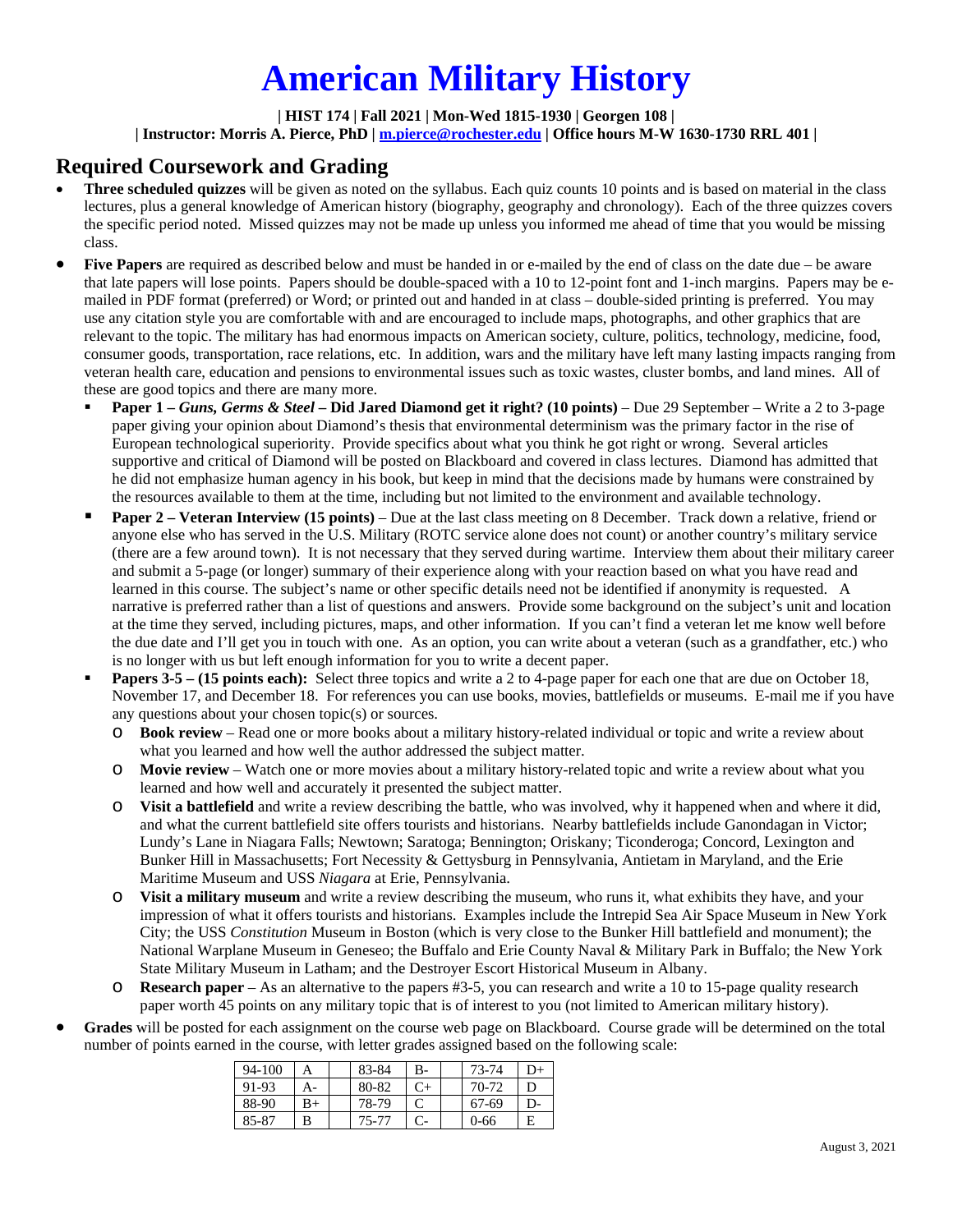# American Military History

**| HIST 174 | Fall 2021 | Mon-Wed 1815-1930 | Georgen 108 |**
**| Instructor: Morris A. Pierce, PhD | m.pierce@rochester.edu | Office hours M-W 1630-1730 RRL 401 |**

## Required Coursework and Grading

- **Three scheduled quizzes** will be given as noted on the syllabus. Each quiz counts 10 points and is based on material in the class lectures, plus a general knowledge of American history (biography, geography and chronology). Each of the three quizzes covers the specific period noted. Missed quizzes may not be made up unless you informed me ahead of time that you would be missing class.
- **Five Papers** are required as described below and must be handed in or e-mailed by the end of class on the date due – be aware that late papers will lose points. Papers should be double-spaced with a 10 to 12-point font and 1-inch margins. Papers may be e-mailed in PDF format (preferred) or Word; or printed out and handed in at class – double-sided printing is preferred. You may use any citation style you are comfortable with and are encouraged to include maps, photographs, and other graphics that are relevant to the topic. The military has had enormous impacts on American society, culture, politics, technology, medicine, food, consumer goods, transportation, race relations, etc. In addition, wars and the military have left many lasting impacts ranging from veteran health care, education and pensions to environmental issues such as toxic wastes, cluster bombs, and land mines. All of these are good topics and there are many more.
  - **Paper 1 – *Guns, Germs & Steel* – Did Jared Diamond get it right? (10 points)** – Due 29 September – Write a 2 to 3-page paper giving your opinion about Diamond's thesis that environmental determinism was the primary factor in the rise of European technological superiority. Provide specifics about what you think he got right or wrong. Several articles supportive and critical of Diamond will be posted on Blackboard and covered in class lectures. Diamond has admitted that he did not emphasize human agency in his book, but keep in mind that the decisions made by humans were constrained by the resources available to them at the time, including but not limited to the environment and available technology.
  - **Paper 2 – Veteran Interview (15 points)** – Due at the last class meeting on 8 December. Track down a relative, friend or anyone else who has served in the U.S. Military (ROTC service alone does not count) or another country's military service (there are a few around town). It is not necessary that they served during wartime. Interview them about their military career and submit a 5-page (or longer) summary of their experience along with your reaction based on what you have read and learned in this course. The subject's name or other specific details need not be identified if anonymity is requested. A narrative is preferred rather than a list of questions and answers. Provide some background on the subject's unit and location at the time they served, including pictures, maps, and other information. If you can't find a veteran let me know well before the due date and I'll get you in touch with one. As an option, you can write about a veteran (such as a grandfather, etc.) who is no longer with us but left enough information for you to write a decent paper.
  - **Papers 3-5 – (15 points each):** Select three topics and write a 2 to 4-page paper for each one that are due on October 18, November 17, and December 18. For references you can use books, movies, battlefields or museums. E-mail me if you have any questions about your chosen topic(s) or sources.
    - **Book review** – Read one or more books about a military history-related individual or topic and write a review about what you learned and how well the author addressed the subject matter.
    - **Movie review** – Watch one or more movies about a military history-related topic and write a review about what you learned and how well and accurately it presented the subject matter.
    - **Visit a battlefield** and write a review describing the battle, who was involved, why it happened when and where it did, and what the current battlefield site offers tourists and historians. Nearby battlefields include Ganondagan in Victor; Lundy's Lane in Niagara Falls; Newtown; Saratoga; Bennington; Oriskany; Ticonderoga; Concord, Lexington and Bunker Hill in Massachusetts; Fort Necessity & Gettysburg in Pennsylvania, Antietam in Maryland, and the Erie Maritime Museum and USS *Niagara* at Erie, Pennsylvania.
    - **Visit a military museum** and write a review describing the museum, who runs it, what exhibits they have, and your impression of what it offers tourists and historians. Examples include the Intrepid Sea Air Space Museum in New York City; the USS *Constitution* Museum in Boston (which is very close to the Bunker Hill battlefield and monument); the National Warplane Museum in Geneseo; the Buffalo and Erie County Naval & Military Park in Buffalo; the New York State Military Museum in Latham; and the Destroyer Escort Historical Museum in Albany.
    - **Research paper** – As an alternative to the papers #3-5, you can research and write a 10 to 15-page quality research paper worth 45 points on any military topic that is of interest to you (not limited to American military history).
- **Grades** will be posted for each assignment on the course web page on Blackboard. Course grade will be determined on the total number of points earned in the course, with letter grades assigned based on the following scale:

| | | | | | | | |
|---|---|---|---|---|---|---|---|
| 94-100 | A | | 83-84 | B- | | 73-74 | D+ |
| 91-93 | A- | | 80-82 | C+ | | 70-72 | D |
| 88-90 | B+ | | 78-79 | C | | 67-69 | D- |
| 85-87 | B | | 75-77 | C- | | 0-66 | E |

August 3, 2021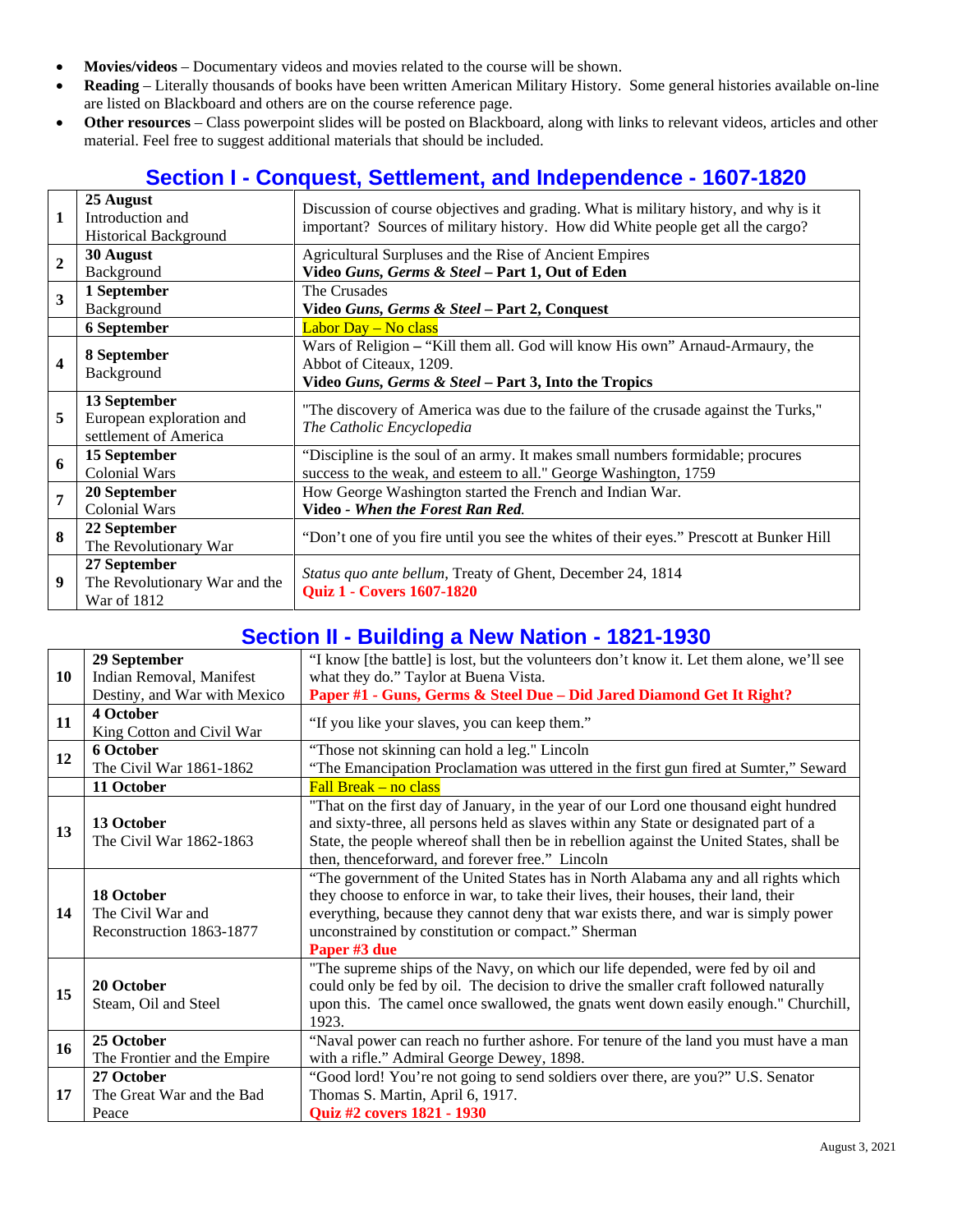- **Movies/videos** – Documentary videos and movies related to the course will be shown.
- **Reading** – Literally thousands of books have been written American Military History. Some general histories available on-line are listed on Blackboard and others are on the course reference page.
- **Other resources** – Class powerpoint slides will be posted on Blackboard, along with links to relevant videos, articles and other material. Feel free to suggest additional materials that should be included.

## Section I - Conquest, Settlement, and Independence - 1607-1820

| | | |
|---|---|---|
| 1 | **25 August**<br>Introduction and Historical Background | Discussion of course objectives and grading. What is military history, and why is it important? Sources of military history. How did White people get all the cargo? |
| 2 | **30 August**<br>Background | Agricultural Surpluses and the Rise of Ancient Empires<br>**Video *Guns, Germs & Steel* – Part 1, Out of Eden** |
| 3 | **1 September**<br>Background | The Crusades<br>**Video *Guns, Germs & Steel* – Part 2, Conquest** |
| | **6 September** | Labor Day – No class |
| 4 | **8 September**<br>Background | Wars of Religion – "Kill them all. God will know His own" Arnaud-Armaury, the Abbot of Citeaux, 1209.<br>**Video *Guns, Germs & Steel* – Part 3, Into the Tropics** |
| 5 | **13 September**<br>European exploration and settlement of America | "The discovery of America was due to the failure of the crusade against the Turks," *The Catholic Encyclopedia* |
| 6 | **15 September**<br>Colonial Wars | "Discipline is the soul of an army. It makes small numbers formidable; procures success to the weak, and esteem to all." George Washington, 1759 |
| 7 | **20 September**<br>Colonial Wars | How George Washington started the French and Indian War.<br>**Video - *When the Forest Ran Red*.** |
| 8 | **22 September**<br>The Revolutionary War | "Don't one of you fire until you see the whites of their eyes." Prescott at Bunker Hill |
| 9 | **27 September**<br>The Revolutionary War and the War of 1812 | *Status quo ante bellum*, Treaty of Ghent, December 24, 1814<br>**Quiz 1 - Covers 1607-1820** |

## Section II - Building a New Nation - 1821-1930

| | | |
|---|---|---|
| 10 | **29 September**<br>Indian Removal, Manifest Destiny, and War with Mexico | "I know [the battle] is lost, but the volunteers don't know it. Let them alone, we'll see what they do." Taylor at Buena Vista.<br>**Paper #1 - Guns, Germs & Steel Due – Did Jared Diamond Get It Right?** |
| 11 | **4 October**<br>King Cotton and Civil War | "If you like your slaves, you can keep them." |
| 12 | **6 October**<br>The Civil War 1861-1862 | "Those not skinning can hold a leg." Lincoln<br>"The Emancipation Proclamation was uttered in the first gun fired at Sumter," Seward |
| | **11 October** | Fall Break – no class |
| 13 | **13 October**<br>The Civil War 1862-1863 | "That on the first day of January, in the year of our Lord one thousand eight hundred and sixty-three, all persons held as slaves within any State or designated part of a State, the people whereof shall then be in rebellion against the United States, shall be then, thenceforward, and forever free." Lincoln |
| 14 | **18 October**<br>The Civil War and Reconstruction 1863-1877 | "The government of the United States has in North Alabama any and all rights which they choose to enforce in war, to take their lives, their houses, their land, their everything, because they cannot deny that war exists there, and war is simply power unconstrained by constitution or compact." Sherman<br>**Paper #3 due** |
| 15 | **20 October**<br>Steam, Oil and Steel | "The supreme ships of the Navy, on which our life depended, were fed by oil and could only be fed by oil. The decision to drive the smaller craft followed naturally upon this. The camel once swallowed, the gnats went down easily enough." Churchill, 1923. |
| 16 | **25 October**<br>The Frontier and the Empire | "Naval power can reach no further ashore. For tenure of the land you must have a man with a rifle." Admiral George Dewey, 1898. |
| 17 | **27 October**<br>The Great War and the Bad Peace | "Good lord! You're not going to send soldiers over there, are you?" U.S. Senator Thomas S. Martin, April 6, 1917.<br>**Quiz #2 covers 1821 - 1930** |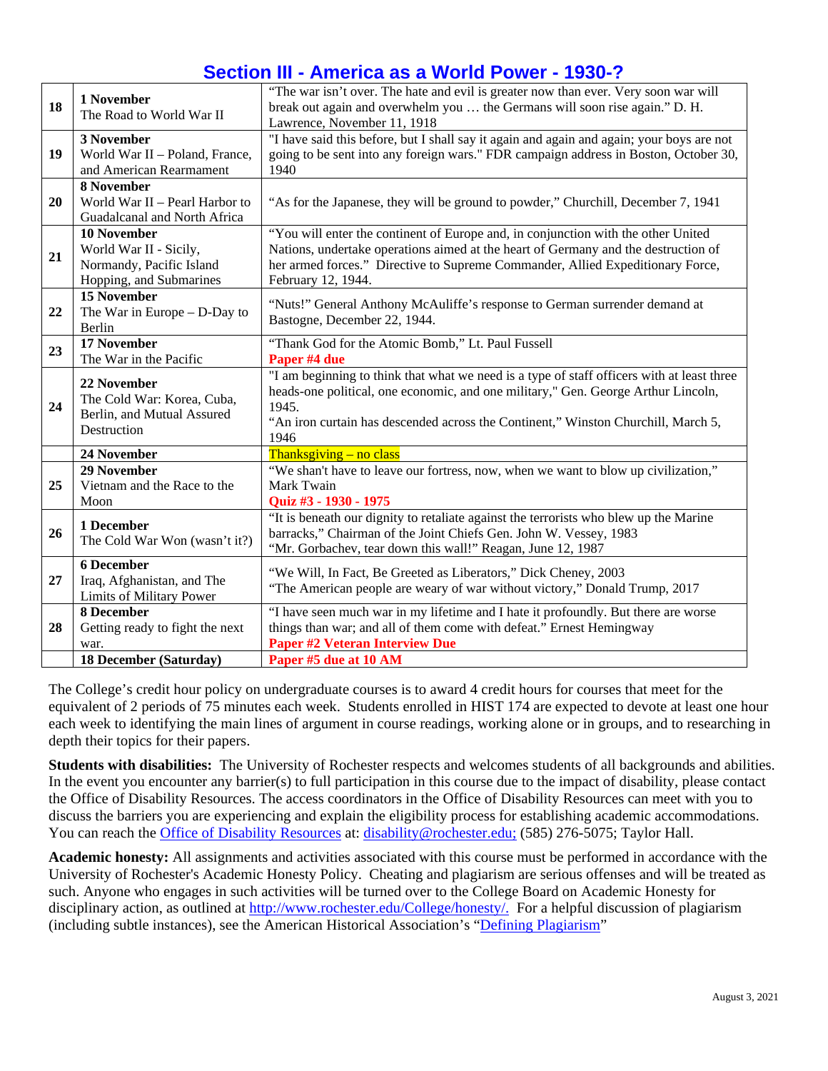## Section III - America as a World Power - 1930-?

| | | |
|---|---|---|
| 18 | **1 November**<br>The Road to World War II | "The war isn't over. The hate and evil is greater now than ever. Very soon war will break out again and overwhelm you … the Germans will soon rise again." D. H. Lawrence, November 11, 1918 |
| 19 | **3 November**<br>World War II – Poland, France, and American Rearmament | "I have said this before, but I shall say it again and again and again; your boys are not going to be sent into any foreign wars." FDR campaign address in Boston, October 30, 1940 |
| 20 | **8 November**<br>World War II – Pearl Harbor to Guadalcanal and North Africa | "As for the Japanese, they will be ground to powder," Churchill, December 7, 1941 |
| 21 | **10 November**<br>World War II - Sicily, Normandy, Pacific Island Hopping, and Submarines | "You will enter the continent of Europe and, in conjunction with the other United Nations, undertake operations aimed at the heart of Germany and the destruction of her armed forces." Directive to Supreme Commander, Allied Expeditionary Force, February 12, 1944. |
| 22 | **15 November**<br>The War in Europe – D-Day to Berlin | "Nuts!" General Anthony McAuliffe's response to German surrender demand at Bastogne, December 22, 1944. |
| 23 | **17 November**<br>The War in the Pacific | "Thank God for the Atomic Bomb," Lt. Paul Fussell<br>**Paper #4 due** |
| 24 | **22 November**<br>The Cold War: Korea, Cuba, Berlin, and Mutual Assured Destruction | "I am beginning to think that what we need is a type of staff officers with at least three heads-one political, one economic, and one military," Gen. George Arthur Lincoln, 1945.<br>"An iron curtain has descended across the Continent," Winston Churchill, March 5, 1946 |
| | **24 November** | Thanksgiving – no class |
| 25 | **29 November**<br>Vietnam and the Race to the Moon | "We shan't have to leave our fortress, now, when we want to blow up civilization," Mark Twain<br>**Quiz #3 - 1930 - 1975** |
| 26 | **1 December**<br>The Cold War Won (wasn't it?) | "It is beneath our dignity to retaliate against the terrorists who blew up the Marine barracks," Chairman of the Joint Chiefs Gen. John W. Vessey, 1983<br>"Mr. Gorbachev, tear down this wall!" Reagan, June 12, 1987 |
| 27 | **6 December**<br>Iraq, Afghanistan, and The Limits of Military Power | "We Will, In Fact, Be Greeted as Liberators," Dick Cheney, 2003<br>"The American people are weary of war without victory," Donald Trump, 2017 |
| 28 | **8 December**<br>Getting ready to fight the next war. | "I have seen much war in my lifetime and I hate it profoundly. But there are worse things than war; and all of them come with defeat." Ernest Hemingway<br>**Paper #2 Veteran Interview Due** |
| | **18 December (Saturday)** | **Paper #5 due at 10 AM** |

The College's credit hour policy on undergraduate courses is to award 4 credit hours for courses that meet for the equivalent of 2 periods of 75 minutes each week. Students enrolled in HIST 174 are expected to devote at least one hour each week to identifying the main lines of argument in course readings, working alone or in groups, and to researching in depth their topics for their papers.

**Students with disabilities:** The University of Rochester respects and welcomes students of all backgrounds and abilities. In the event you encounter any barrier(s) to full participation in this course due to the impact of disability, please contact the Office of Disability Resources. The access coordinators in the Office of Disability Resources can meet with you to discuss the barriers you are experiencing and explain the eligibility process for establishing academic accommodations. You can reach the Office of Disability Resources at: disability@rochester.edu; (585) 276-5075; Taylor Hall.

**Academic honesty:** All assignments and activities associated with this course must be performed in accordance with the University of Rochester's Academic Honesty Policy. Cheating and plagiarism are serious offenses and will be treated as such. Anyone who engages in such activities will be turned over to the College Board on Academic Honesty for disciplinary action, as outlined at http://www.rochester.edu/College/honesty/. For a helpful discussion of plagiarism (including subtle instances), see the American Historical Association's "Defining Plagiarism"

August 3, 2021